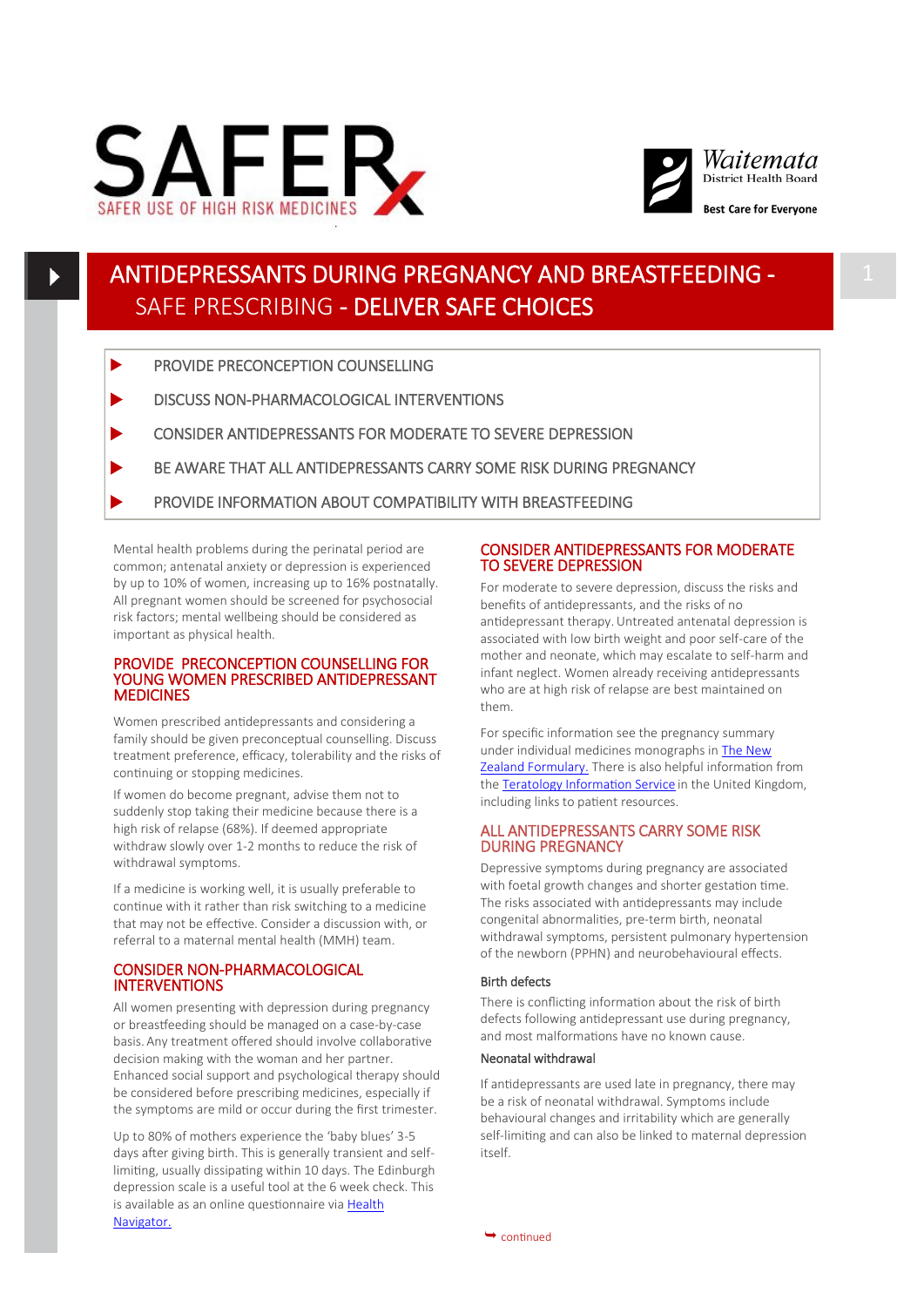SAFER
SAFER USE OF HIGH RISK MEDICINES

Waitemata District Health Board
Best Care for Everyone

# ANTIDEPRESSANTS DURING PREGNANCY AND BREASTFEEDING - SAFE PRESCRIBING - DELIVER SAFE CHOICES

- PROVIDE PRECONCEPTION COUNSELLING
- DISCUSS NON-PHARMACOLOGICAL INTERVENTIONS
- CONSIDER ANTIDEPRESSANTS FOR MODERATE TO SEVERE DEPRESSION
- BE AWARE THAT ALL ANTIDEPRESSANTS CARRY SOME RISK DURING PREGNANCY
- PROVIDE INFORMATION ABOUT COMPATIBILITY WITH BREASTFEEDING

Mental health problems during the perinatal period are common; antenatal anxiety or depression is experienced by up to 10% of women, increasing up to 16% postnatally. All pregnant women should be screened for psychosocial risk factors; mental wellbeing should be considered as important as physical health.

## PROVIDE PRECONCEPTION COUNSELLING FOR YOUNG WOMEN PRESCRIBED ANTIDEPRESSANT MEDICINES

Women prescribed antidepressants and considering a family should be given preconceptual counselling. Discuss treatment preference, efficacy, tolerability and the risks of continuing or stopping medicines.

If women do become pregnant, advise them not to suddenly stop taking their medicine because there is a high risk of relapse (68%). If deemed appropriate withdraw slowly over 1-2 months to reduce the risk of withdrawal symptoms.

If a medicine is working well, it is usually preferable to continue with it rather than risk switching to a medicine that may not be effective. Consider a discussion with, or referral to a maternal mental health (MMH) team.

## CONSIDER NON-PHARMACOLOGICAL INTERVENTIONS

All women presenting with depression during pregnancy or breastfeeding should be managed on a case-by-case basis. Any treatment offered should involve collaborative decision making with the woman and her partner. Enhanced social support and psychological therapy should be considered before prescribing medicines, especially if the symptoms are mild or occur during the first trimester.

Up to 80% of mothers experience the 'baby blues' 3-5 days after giving birth. This is generally transient and self-limiting, usually dissipating within 10 days. The Edinburgh depression scale is a useful tool at the 6 week check. This is available as an online questionnaire via Health Navigator.

## CONSIDER ANTIDEPRESSANTS FOR MODERATE TO SEVERE DEPRESSION

For moderate to severe depression, discuss the risks and benefits of antidepressants, and the risks of no antidepressant therapy. Untreated antenatal depression is associated with low birth weight and poor self-care of the mother and neonate, which may escalate to self-harm and infant neglect. Women already receiving antidepressants who are at high risk of relapse are best maintained on them.

For specific information see the pregnancy summary under individual medicines monographs in The New Zealand Formulary. There is also helpful information from the Teratology Information Service in the United Kingdom, including links to patient resources.

## ALL ANTIDEPRESSANTS CARRY SOME RISK DURING PREGNANCY

Depressive symptoms during pregnancy are associated with foetal growth changes and shorter gestation time. The risks associated with antidepressants may include congenital abnormalities, pre-term birth, neonatal withdrawal symptoms, persistent pulmonary hypertension of the newborn (PPHN) and neurobehavioural effects.

### Birth defects

There is conflicting information about the risk of birth defects following antidepressant use during pregnancy, and most malformations have no known cause.

### Neonatal withdrawal

If antidepressants are used late in pregnancy, there may be a risk of neonatal withdrawal. Symptoms include behavioural changes and irritability which are generally self-limiting and can also be linked to maternal depression itself.

continued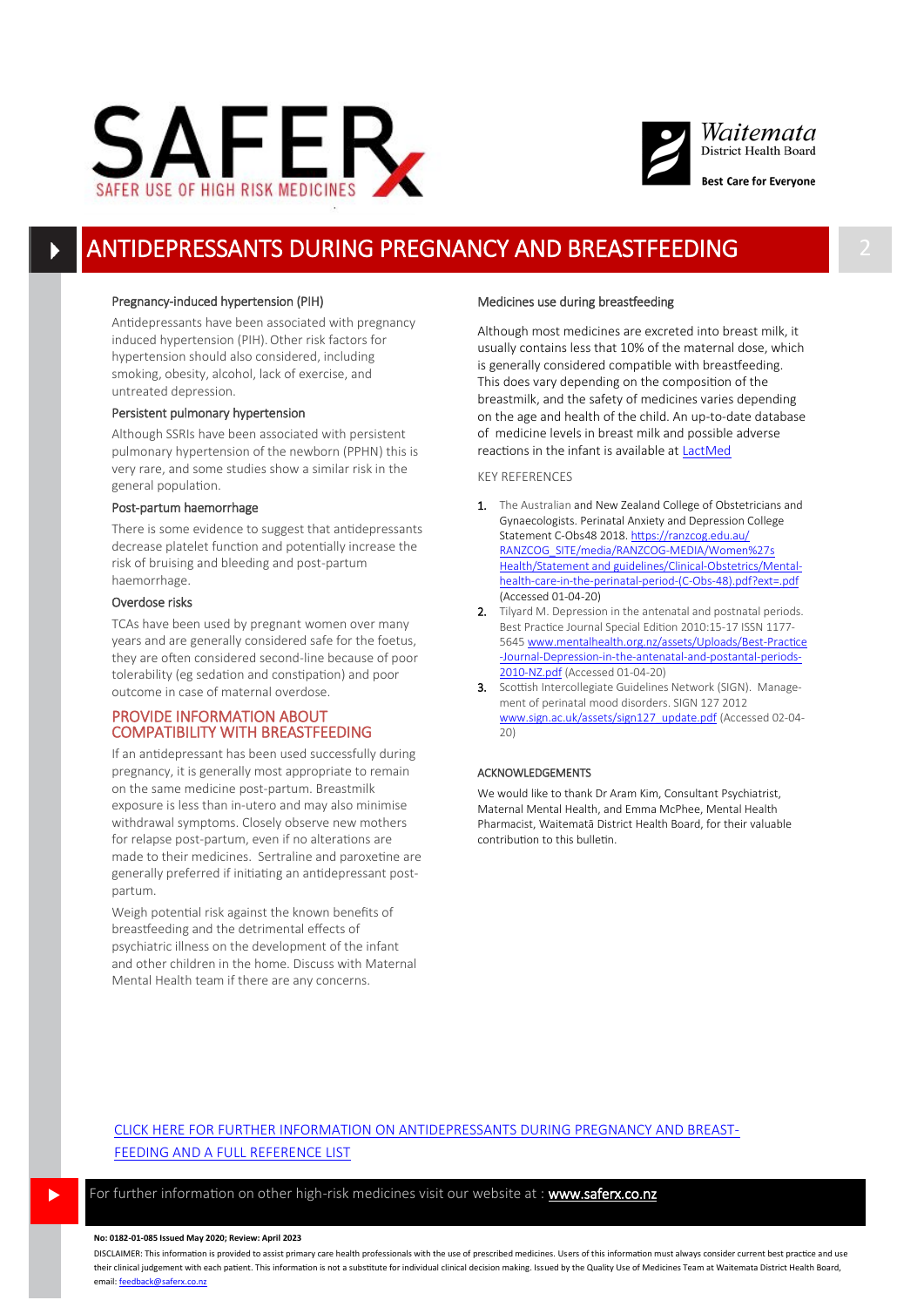# ANTIDEPRESSANTS DURING PREGNANCY AND BREASTFEEDING

### Pregnancy-induced hypertension (PIH)

Antidepressants have been associated with pregnancy induced hypertension (PIH). Other risk factors for hypertension should also considered, including smoking, obesity, alcohol, lack of exercise, and untreated depression.

### Persistent pulmonary hypertension

Although SSRIs have been associated with persistent pulmonary hypertension of the newborn (PPHN) this is very rare, and some studies show a similar risk in the general population.

### Post-partum haemorrhage

There is some evidence to suggest that antidepressants decrease platelet function and potentially increase the risk of bruising and bleeding and post-partum haemorrhage.

### Overdose risks

TCAs have been used by pregnant women over many years and are generally considered safe for the foetus, they are often considered second-line because of poor tolerability (eg sedation and constipation) and poor outcome in case of maternal overdose.

## PROVIDE INFORMATION ABOUT COMPATIBILITY WITH BREASTFEEDING

If an antidepressant has been used successfully during pregnancy, it is generally most appropriate to remain on the same medicine post-partum. Breastmilk exposure is less than in-utero and may also minimise withdrawal symptoms. Closely observe new mothers for relapse post-partum, even if no alterations are made to their medicines. Sertraline and paroxetine are generally preferred if initiating an antidepressant post-partum.

Weigh potential risk against the known benefits of breastfeeding and the detrimental effects of psychiatric illness on the development of the infant and other children in the home. Discuss with Maternal Mental Health team if there are any concerns.

### Medicines use during breastfeeding

Although most medicines are excreted into breast milk, it usually contains less that 10% of the maternal dose, which is generally considered compatible with breastfeeding. This does vary depending on the composition of the breastmilk, and the safety of medicines varies depending on the age and health of the child. An up-to-date database of medicine levels in breast milk and possible adverse reactions in the infant is available at LactMed

### KEY REFERENCES

1. The Australian and New Zealand College of Obstetricians and Gynaecologists. Perinatal Anxiety and Depression College Statement C-Obs48 2018. https://ranzcog.edu.au/RANZCOG_SITE/media/RANZCOG-MEDIA/Women%27s Health/Statement and guidelines/Clinical-Obstetrics/Mental-health-care-in-the-perinatal-period-(C-Obs-48).pdf?ext=.pdf (Accessed 01-04-20)
2. Tilyard M. Depression in the antenatal and postnatal periods. Best Practice Journal Special Edition 2010:15-17 ISSN 1177-5645 www.mentalhealth.org.nz/assets/Uploads/Best-Practice-Journal-Depression-in-the-antenatal-and-postantal-periods-2010-NZ.pdf (Accessed 01-04-20)
3. Scottish Intercollegiate Guidelines Network (SIGN). Management of perinatal mood disorders. SIGN 127 2012 www.sign.ac.uk/assets/sign127_update.pdf (Accessed 02-04-20)

### ACKNOWLEDGEMENTS

We would like to thank Dr Aram Kim, Consultant Psychiatrist, Maternal Mental Health, and Emma McPhee, Mental Health Pharmacist, Waitematā District Health Board, for their valuable contribution to this bulletin.

CLICK HERE FOR FURTHER INFORMATION ON ANTIDEPRESSANTS DURING PREGNANCY AND BREAST-FEEDING AND A FULL REFERENCE LIST

For further information on other high-risk medicines visit our website at : **www.saferx.co.nz**

**No: 0182-01-085 Issued May 2020; Review: April 2023**

DISCLAIMER: This information is provided to assist primary care health professionals with the use of prescribed medicines. Users of this information must always consider current best practice and use their clinical judgement with each patient. This information is not a substitute for individual clinical decision making. Issued by the Quality Use of Medicines Team at Waitemata District Health Board, email: feedback@saferx.co.nz